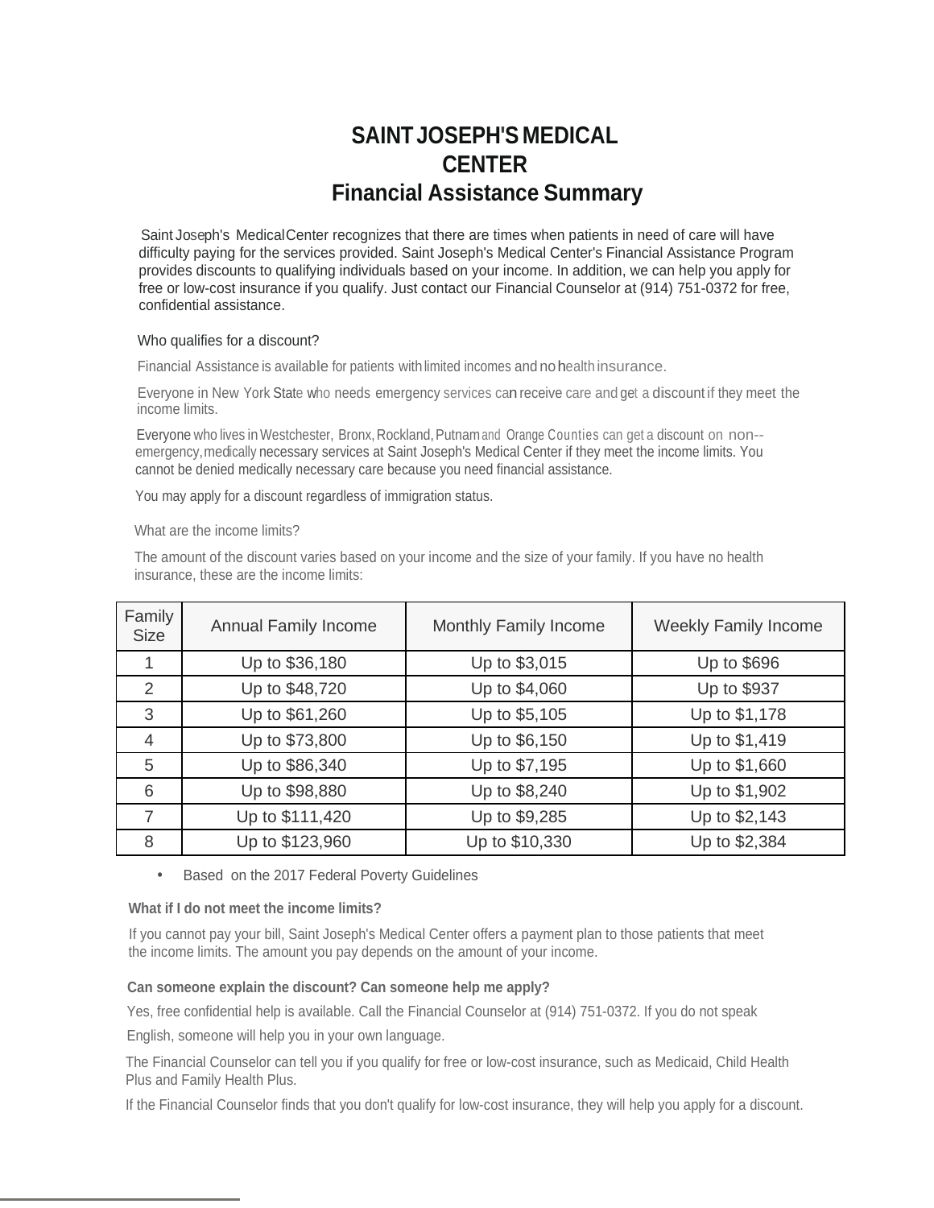# SAINT JOSEPH'S MEDICAL CENTER
## Financial Assistance Summary

Saint Joseph's Medical Center recognizes that there are times when patients in need of care will have difficulty paying for the services provided. Saint Joseph's Medical Center's Financial Assistance Program provides discounts to qualifying individuals based on your income. In addition, we can help you apply for free or low-cost insurance if you qualify. Just contact our Financial Counselor at (914) 751-0372 for free, confidential assistance.

Who qualifies for a discount?

Financial Assistance is available for patients with limited incomes and no health insurance.

Everyone in New York State who needs emergency services can receive care and get a discount if they meet the income limits.

Everyone who lives in Westchester, Bronx, Rockland, Putnam and Orange Counties can get a discount on non--emergency, medically necessary services at Saint Joseph's Medical Center if they meet the income limits. You cannot be denied medically necessary care because you need financial assistance.

You may apply for a discount regardless of immigration status.

What are the income limits?

The amount of the discount varies based on your income and the size of your family. If you have no health insurance, these are the income limits:

| Family Size | Annual Family Income | Monthly Family Income | Weekly Family Income |
|---|---|---|---|
| 1 | Up to $36,180 | Up to $3,015 | Up to $696 |
| 2 | Up to $48,720 | Up to $4,060 | Up to $937 |
| 3 | Up to $61,260 | Up to $5,105 | Up to $1,178 |
| 4 | Up to $73,800 | Up to $6,150 | Up to $1,419 |
| 5 | Up to $86,340 | Up to $7,195 | Up to $1,660 |
| 6 | Up to $98,880 | Up to $8,240 | Up to $1,902 |
| 7 | Up to $111,420 | Up to $9,285 | Up to $2,143 |
| 8 | Up to $123,960 | Up to $10,330 | Up to $2,384 |

- Based on the 2017 Federal Poverty Guidelines

**What if I do not meet the income limits?**

If you cannot pay your bill, Saint Joseph's Medical Center offers a payment plan to those patients that meet the income limits. The amount you pay depends on the amount of your income.

**Can someone explain the discount? Can someone help me apply?**

Yes, free confidential help is available. Call the Financial Counselor at (914) 751-0372. If you do not speak English, someone will help you in your own language.

The Financial Counselor can tell you if you qualify for free or low-cost insurance, such as Medicaid, Child Health Plus and Family Health Plus.

If the Financial Counselor finds that you don't qualify for low-cost insurance, they will help you apply for a discount.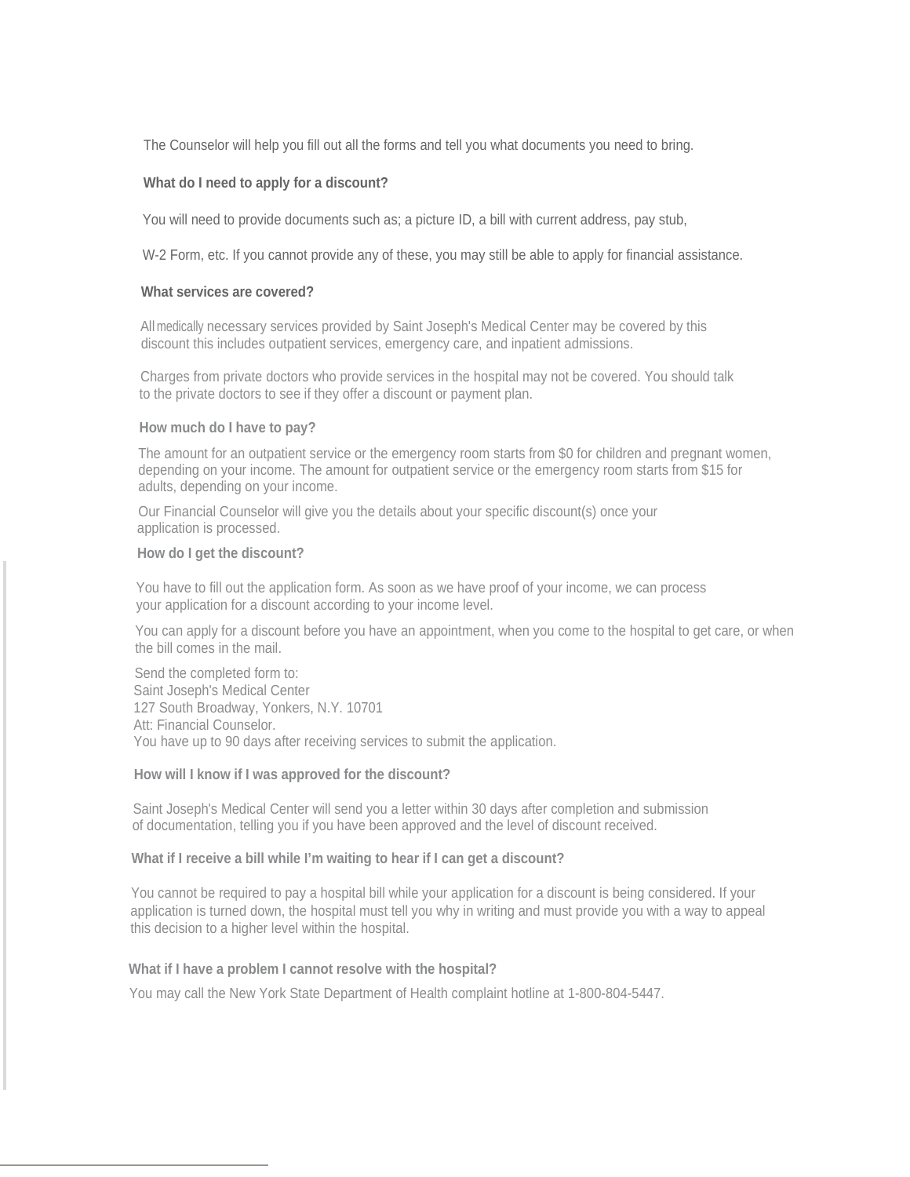The Counselor will help you fill out all the forms and tell you what documents you need to bring.

**What do I need to apply for a discount?**

You will need to provide documents such as; a picture ID, a bill with current address, pay stub,

W-2 Form, etc. If you cannot provide any of these, you may still be able to apply for financial assistance.

**What services are covered?**

All medically necessary services provided by Saint Joseph's Medical Center may be covered by this discount this includes outpatient services, emergency care, and inpatient admissions.

Charges from private doctors who provide services in the hospital may not be covered. You should talk to the private doctors to see if they offer a discount or payment plan.

**How much do I have to pay?**

The amount for an outpatient service or the emergency room starts from $0 for children and pregnant women, depending on your income. The amount for outpatient service or the emergency room starts from $15 for adults, depending on your income.

Our Financial Counselor will give you the details about your specific discount(s) once your application is processed.

**How do I get the discount?**

You have to fill out the application form. As soon as we have proof of your income, we can process your application for a discount according to your income level.

You can apply for a discount before you have an appointment, when you come to the hospital to get care, or when the bill comes in the mail.

Send the completed form to:
Saint Joseph's Medical Center
127 South Broadway, Yonkers, N.Y. 10701
Att: Financial Counselor.
You have up to 90 days after receiving services to submit the application.

**How will I know if I was approved for the discount?**

Saint Joseph's Medical Center will send you a letter within 30 days after completion and submission of documentation, telling you if you have been approved and the level of discount received.

**What if I receive a bill while I'm waiting to hear if I can get a discount?**

You cannot be required to pay a hospital bill while your application for a discount is being considered. If your application is turned down, the hospital must tell you why in writing and must provide you with a way to appeal this decision to a higher level within the hospital.

**What if I have a problem I cannot resolve with the hospital?**

You may call the New York State Department of Health complaint hotline at 1-800-804-5447.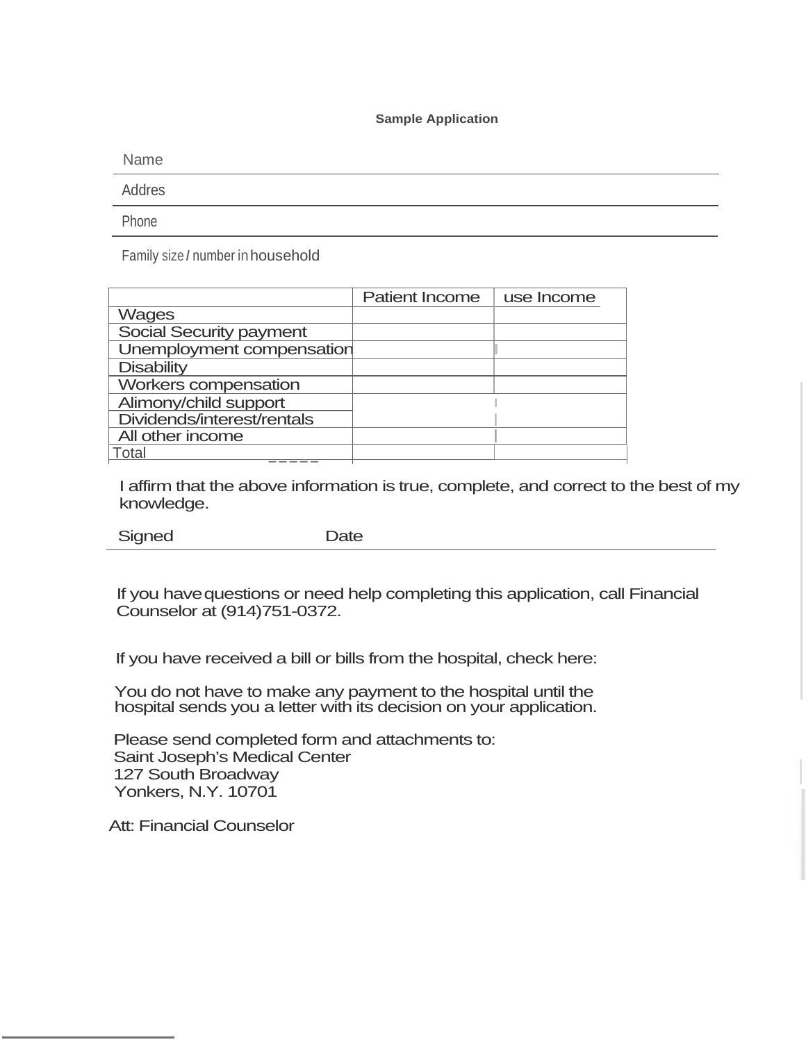**Sample Application**

Name

Addres

Phone

Family size / number in household

| | Patient Income | use Income |
|---|---|---|
| Wages | | |
| Social Security payment | | |
| Unemployment compensation | | |
| Disability | | |
| Workers compensation | | |
| Alimony/child support | | |
| Dividends/interest/rentals | | |
| All other income | | |
| Total | | |

I affirm that the above information is true, complete, and correct to the best of my knowledge.

Signed Date

If you have questions or need help completing this application, call Financial Counselor at (914)751-0372.

If you have received a bill or bills from the hospital, check here:

You do not have to make any payment to the hospital until the hospital sends you a letter with its decision on your application.

Please send completed form and attachments to:
Saint Joseph's Medical Center
127 South Broadway
Yonkers, N.Y. 10701

Att: Financial Counselor